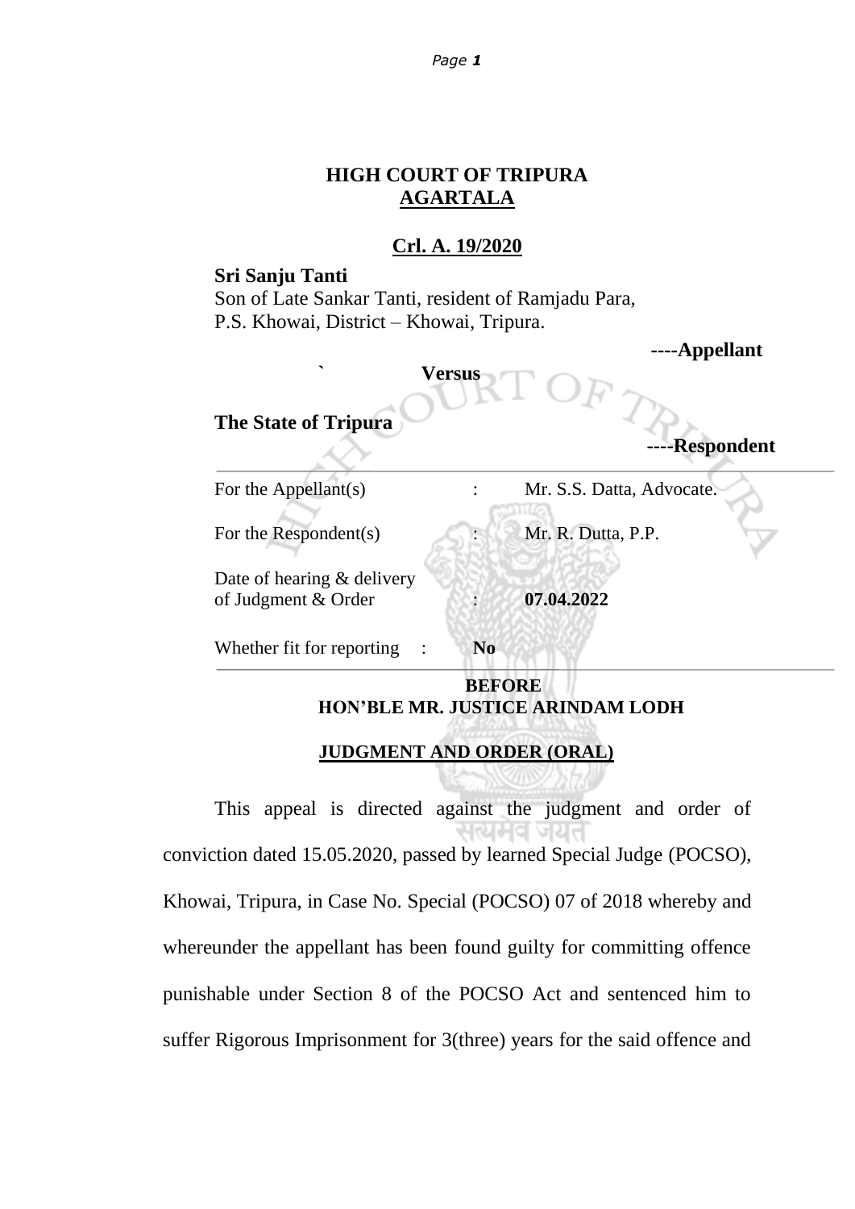## HIGH COURT OF TRIPURA
## AGARTALA

**Crl. A. 19/2020**

**Sri Sanju Tanti**
Son of Late Sankar Tanti, resident of Ramjadu Para,
P.S. Khowai, District – Khowai, Tripura.

**----Appellant**

**Versus**

**The State of Tripura**

**----Respondent**

| | | |
|---|---|---|
| For the Appellant(s) | : | Mr. S.S. Datta, Advocate. |
| For the Respondent(s) | : | Mr. R. Dutta, P.P. |
| Date of hearing & delivery of Judgment & Order | : | **07.04.2022** |
| Whether fit for reporting | : | **No** |

**BEFORE**
**HON'BLE MR. JUSTICE ARINDAM LODH**

**JUDGMENT AND ORDER (ORAL)**

This appeal is directed against the judgment and order of conviction dated 15.05.2020, passed by learned Special Judge (POCSO), Khowai, Tripura, in Case No. Special (POCSO) 07 of 2018 whereby and whereunder the appellant has been found guilty for committing offence punishable under Section 8 of the POCSO Act and sentenced him to suffer Rigorous Imprisonment for 3(three) years for the said offence and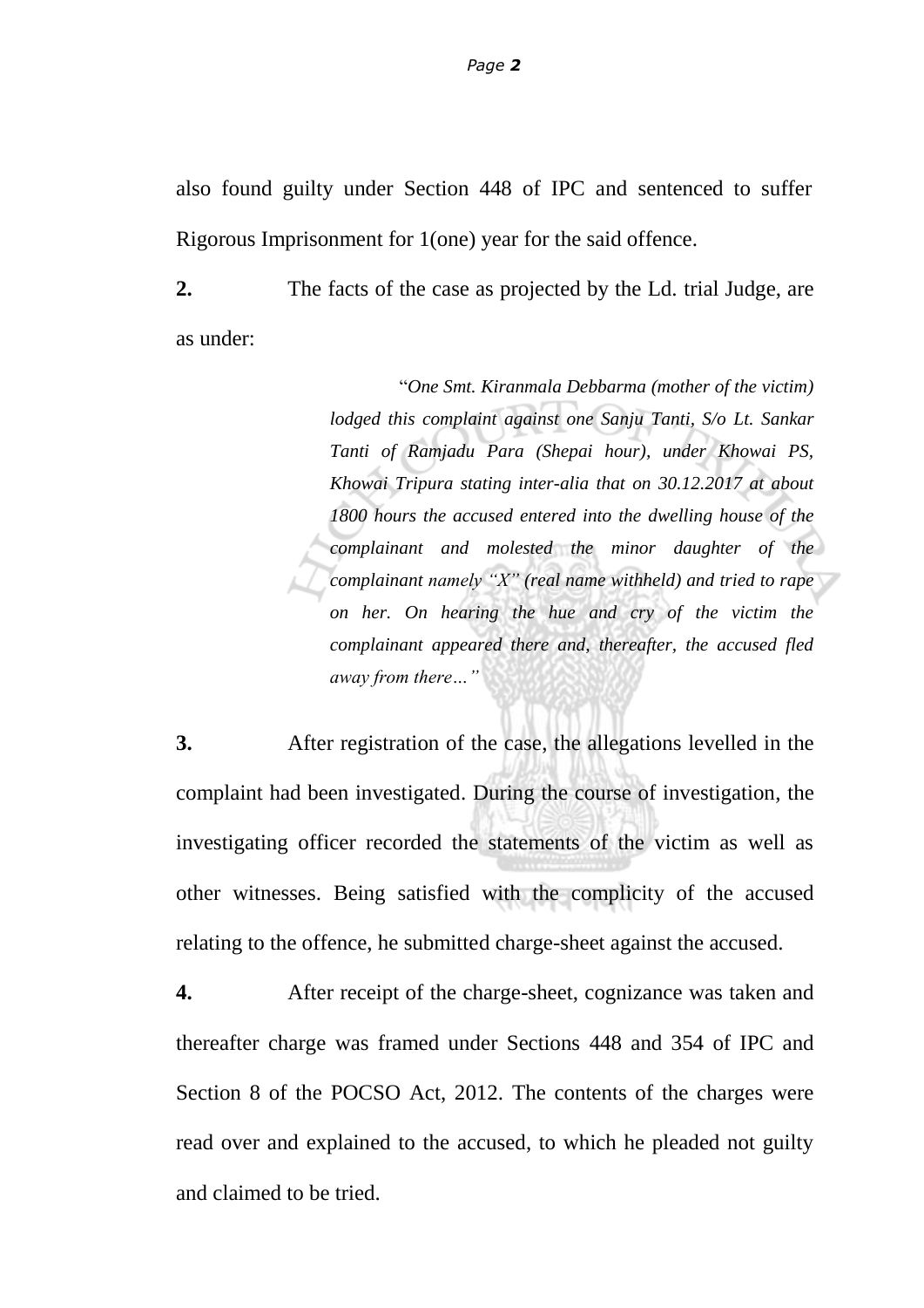also found guilty under Section 448 of IPC and sentenced to suffer Rigorous Imprisonment for 1(one) year for the said offence.

**2.** The facts of the case as projected by the Ld. trial Judge, are as under:

> "*One Smt. Kiranmala Debbarma (mother of the victim) lodged this complaint against one Sanju Tanti, S/o Lt. Sankar Tanti of Ramjadu Para (Shepai hour), under Khowai PS, Khowai Tripura stating inter-alia that on 30.12.2017 at about 1800 hours the accused entered into the dwelling house of the complainant and molested the minor daughter of the complainant namely "X" (real name withheld) and tried to rape on her. On hearing the hue and cry of the victim the complainant appeared there and, thereafter, the accused fled away from there…*"

**3.** After registration of the case, the allegations levelled in the complaint had been investigated. During the course of investigation, the investigating officer recorded the statements of the victim as well as other witnesses. Being satisfied with the complicity of the accused relating to the offence, he submitted charge-sheet against the accused.

**4.** After receipt of the charge-sheet, cognizance was taken and thereafter charge was framed under Sections 448 and 354 of IPC and Section 8 of the POCSO Act, 2012. The contents of the charges were read over and explained to the accused, to which he pleaded not guilty and claimed to be tried.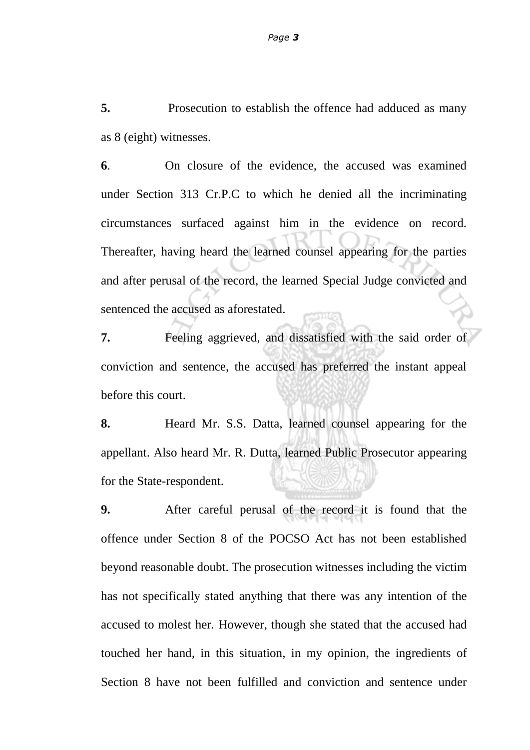**5.** Prosecution to establish the offence had adduced as many as 8 (eight) witnesses.

**6**. On closure of the evidence, the accused was examined under Section 313 Cr.P.C to which he denied all the incriminating circumstances surfaced against him in the evidence on record. Thereafter, having heard the learned counsel appearing for the parties and after perusal of the record, the learned Special Judge convicted and sentenced the accused as aforestated.

**7.** Feeling aggrieved, and dissatisfied with the said order of conviction and sentence, the accused has preferred the instant appeal before this court.

**8.** Heard Mr. S.S. Datta, learned counsel appearing for the appellant. Also heard Mr. R. Dutta, learned Public Prosecutor appearing for the State-respondent.

**9.** After careful perusal of the record it is found that the offence under Section 8 of the POCSO Act has not been established beyond reasonable doubt. The prosecution witnesses including the victim has not specifically stated anything that there was any intention of the accused to molest her. However, though she stated that the accused had touched her hand, in this situation, in my opinion, the ingredients of Section 8 have not been fulfilled and conviction and sentence under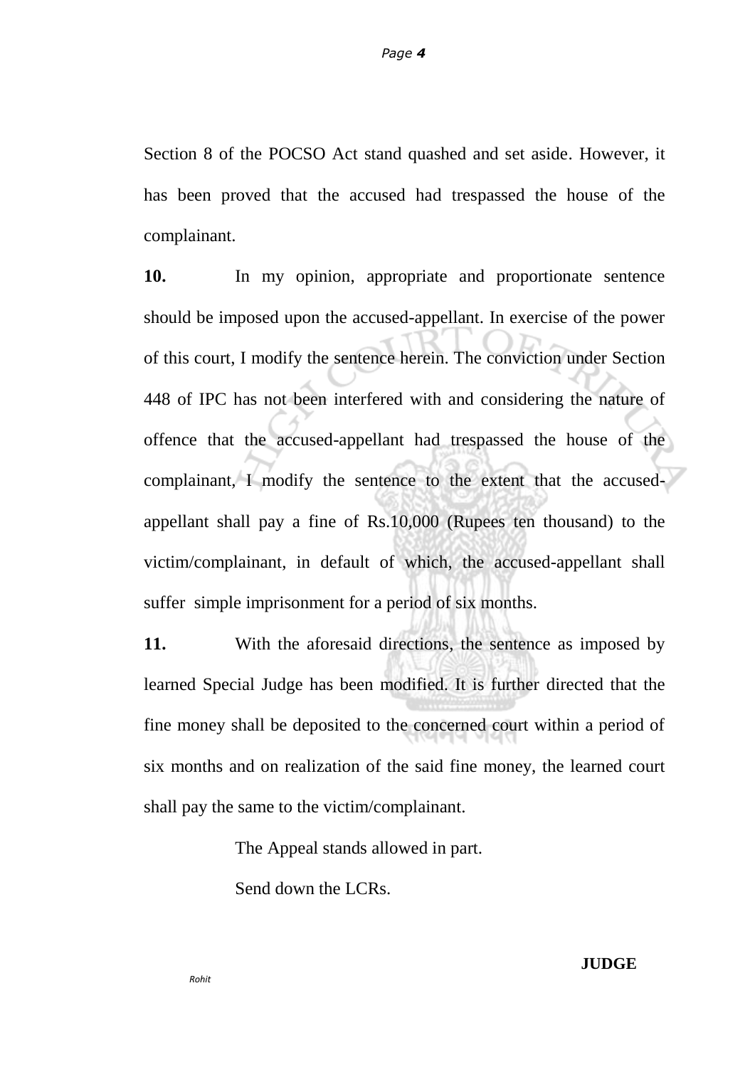Section 8 of the POCSO Act stand quashed and set aside. However, it has been proved that the accused had trespassed the house of the complainant.

**10.** In my opinion, appropriate and proportionate sentence should be imposed upon the accused-appellant. In exercise of the power of this court, I modify the sentence herein. The conviction under Section 448 of IPC has not been interfered with and considering the nature of offence that the accused-appellant had trespassed the house of the complainant, I modify the sentence to the extent that the accused-appellant shall pay a fine of Rs.10,000 (Rupees ten thousand) to the victim/complainant, in default of which, the accused-appellant shall suffer simple imprisonment for a period of six months.

**11.** With the aforesaid directions, the sentence as imposed by learned Special Judge has been modified. It is further directed that the fine money shall be deposited to the concerned court within a period of six months and on realization of the said fine money, the learned court shall pay the same to the victim/complainant.

The Appeal stands allowed in part.

Send down the LCRs.

**JUDGE**

*Rohit*